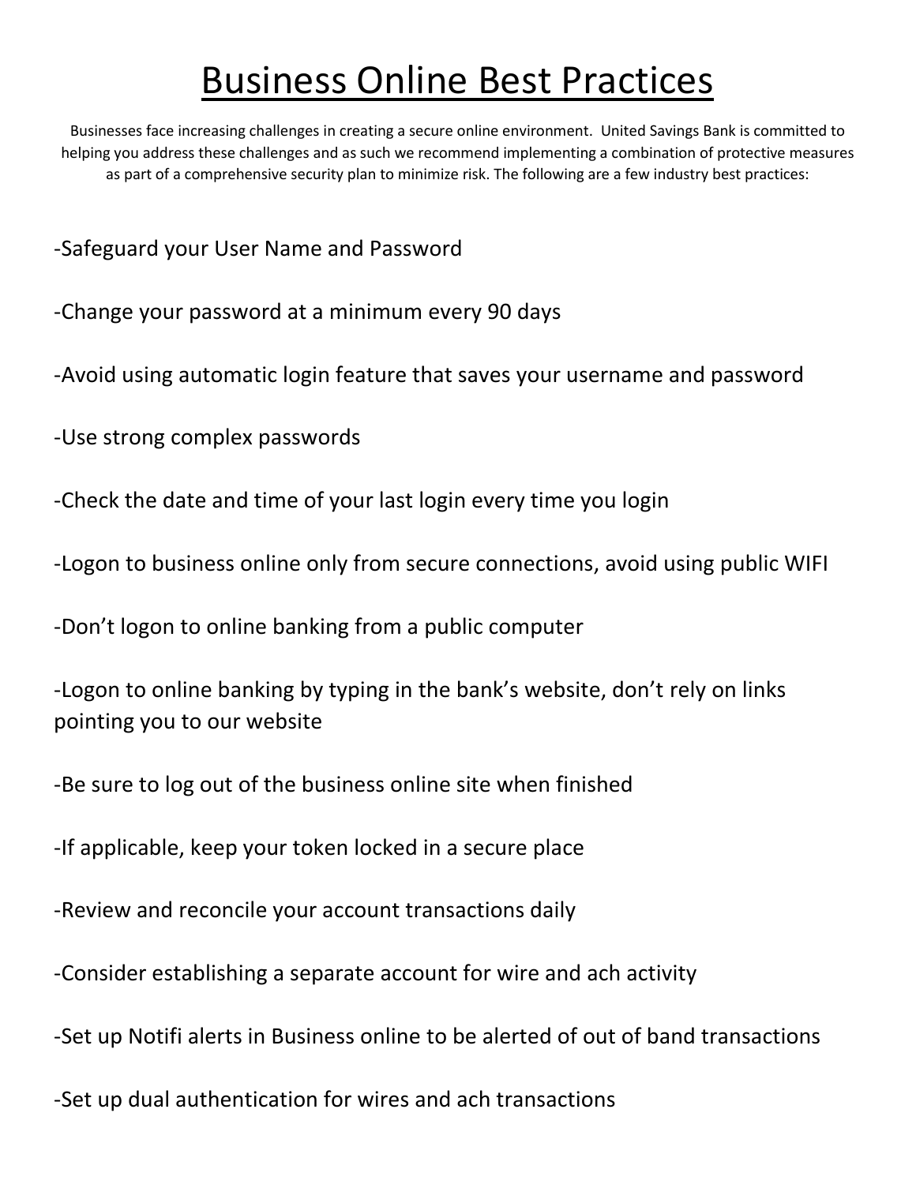# Business Online Best Practices

Businesses face increasing challenges in creating a secure online environment. United Savings Bank is committed to helping you address these challenges and as such we recommend implementing a combination of protective measures as part of a comprehensive security plan to minimize risk. The following are a few industry best practices:

-Safeguard your User Name and Password

-Change your password at a minimum every 90 days

-Avoid using automatic login feature that saves your username and password

-Use strong complex passwords

-Check the date and time of your last login every time you login

-Logon to business online only from secure connections, avoid using public WIFI

-Don't logon to online banking from a public computer

-Logon to online banking by typing in the bank's website, don't rely on links pointing you to our website

-Be sure to log out of the business online site when finished

-If applicable, keep your token locked in a secure place

-Review and reconcile your account transactions daily

-Consider establishing a separate account for wire and ach activity

-Set up Notifi alerts in Business online to be alerted of out of band transactions

-Set up dual authentication for wires and ach transactions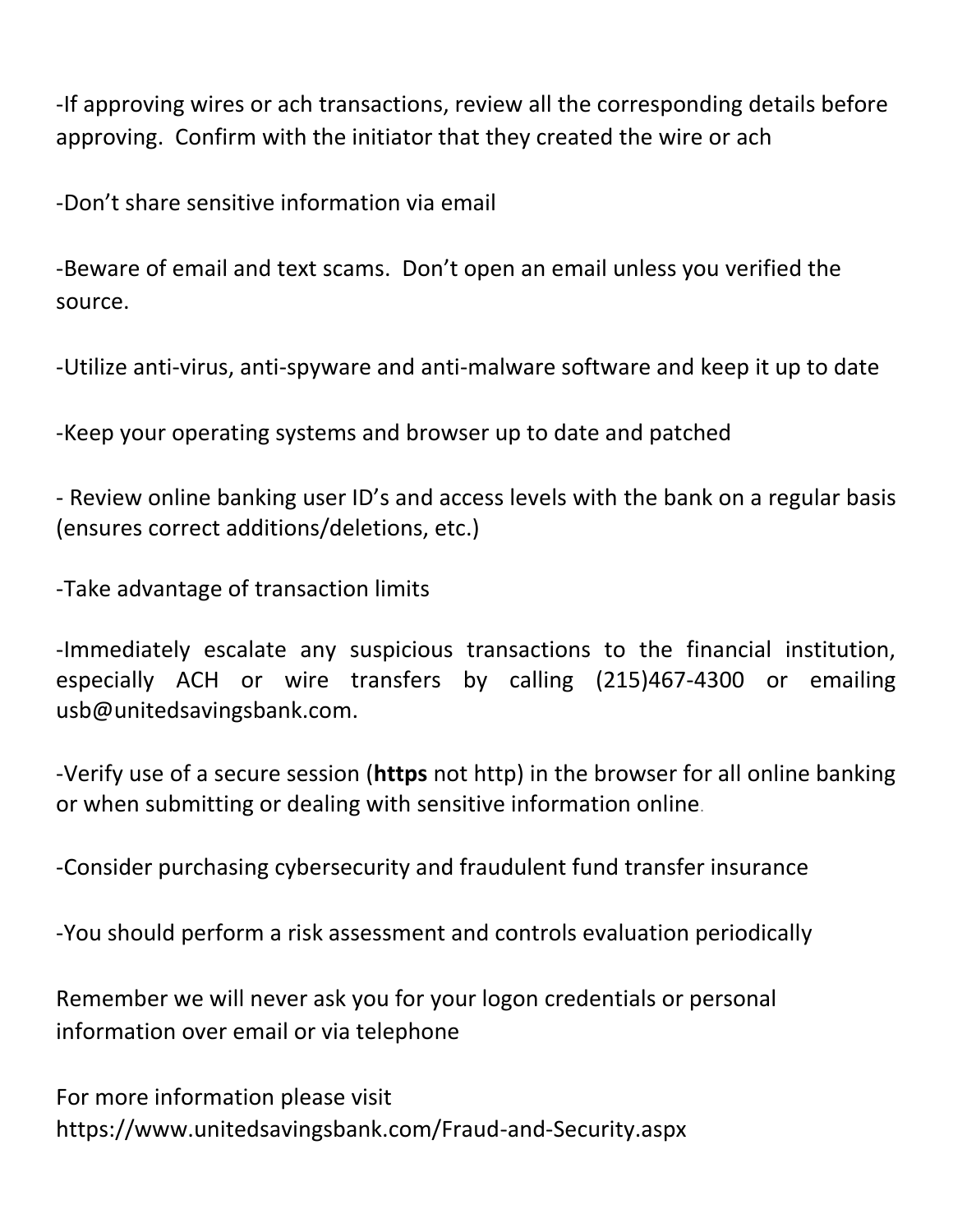-If approving wires or ach transactions, review all the corresponding details before approving. Confirm with the initiator that they created the wire or ach

-Don't share sensitive information via email

-Beware of email and text scams. Don't open an email unless you verified the source.

-Utilize anti-virus, anti-spyware and anti-malware software and keep it up to date

-Keep your operating systems and browser up to date and patched

- Review online banking user ID's and access levels with the bank on a regular basis (ensures correct additions/deletions, etc.)

-Take advantage of transaction limits

-Immediately escalate any suspicious transactions to the financial institution, especially ACH or wire transfers by calling (215)467-4300 or emailing usb@unitedsavingsbank.com.

-Verify use of a secure session (**https** not http) in the browser for all online banking or when submitting or dealing with sensitive information online.

-Consider purchasing cybersecurity and fraudulent fund transfer insurance

-You should perform a risk assessment and controls evaluation periodically

Remember we will never ask you for your logon credentials or personal information over email or via telephone

For more information please visit
https://www.unitedsavingsbank.com/Fraud-and-Security.aspx